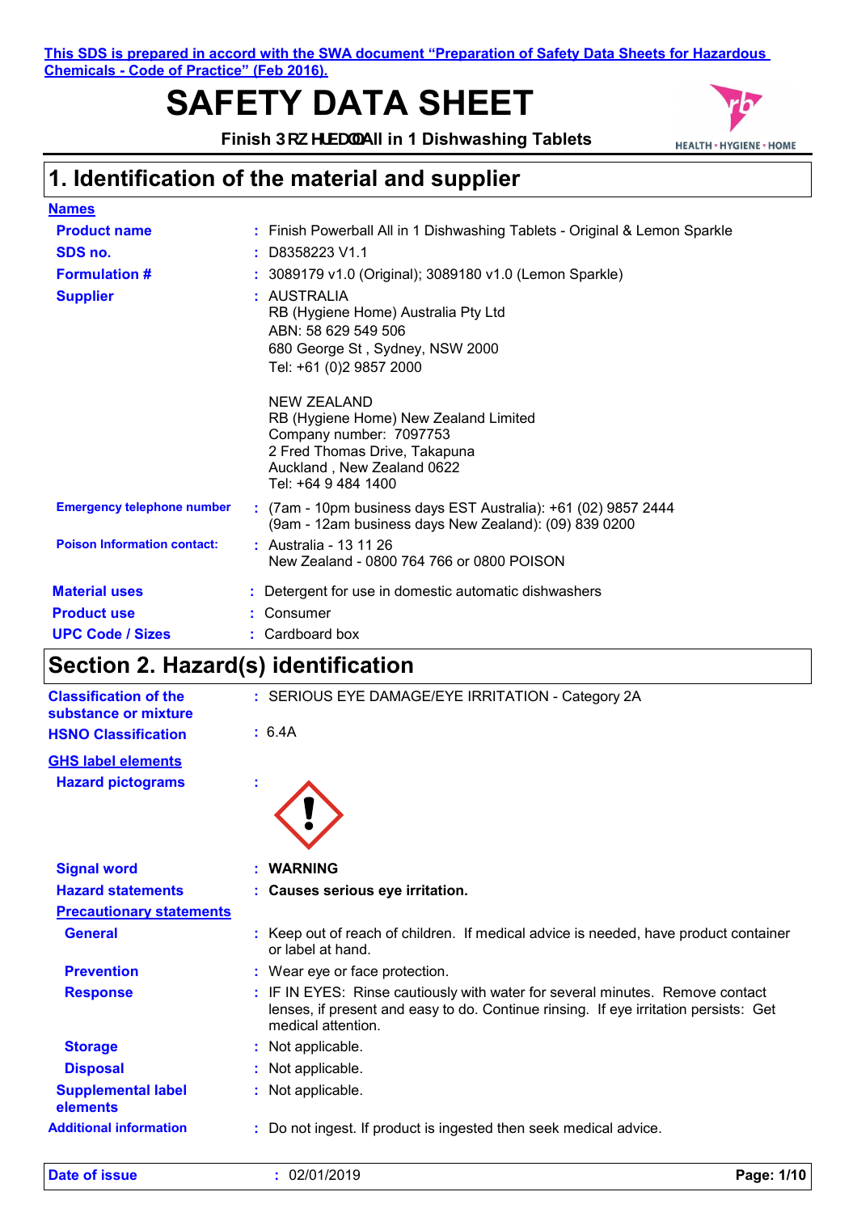This SDS is prepared in accord with the SWA document "Preparation of Safety Data Sheets for Hazardous Chemicals - Code of Practice" (Feb 2016).

# SAFETY DATA SHEET

**Finish Powerball All in 1 Dishwashing Tablets**

## 1. Identification of the material and supplier

**Names**

| | |
|---|---|
| **Product name** | : Finish Powerball All in 1 Dishwashing Tablets - Original & Lemon Sparkle |
| **SDS no.** | : D8358223 V1.1 |
| **Formulation #** | : 3089179 v1.0 (Original); 3089180 v1.0 (Lemon Sparkle) |
| **Supplier** | : AUSTRALIA<br>RB (Hygiene Home) Australia Pty Ltd<br>ABN: 58 629 549 506<br>680 George St , Sydney, NSW 2000<br>Tel: +61 (0)2 9857 2000<br><br>NEW ZEALAND<br>RB (Hygiene Home) New Zealand Limited<br>Company number: 7097753<br>2 Fred Thomas Drive, Takapuna<br>Auckland , New Zealand 0622<br>Tel: +64 9 484 1400 |
| **Emergency telephone number** | : (7am - 10pm business days EST Australia): +61 (02) 9857 2444<br>(9am - 12am business days New Zealand): (09) 839 0200 |
| **Poison Information contact:** | : Australia - 13 11 26<br>New Zealand - 0800 764 766 or 0800 POISON |
| **Material uses** | : Detergent for use in domestic automatic dishwashers |
| **Product use** | : Consumer |
| **UPC Code / Sizes** | : Cardboard box |

## Section 2. Hazard(s) identification

| | |
|---|---|
| **Classification of the substance or mixture** | : SERIOUS EYE DAMAGE/EYE IRRITATION - Category 2A |
| **HSNO Classification** | : 6.4A |

**GHS label elements**

| | |
|---|---|
| **Hazard pictograms** | : |
| **Signal word** | : **WARNING** |
| **Hazard statements** | : **Causes serious eye irritation.** |

**Precautionary statements**

| | |
|---|---|
| **General** | : Keep out of reach of children. If medical advice is needed, have product container or label at hand. |
| **Prevention** | : Wear eye or face protection. |
| **Response** | : IF IN EYES: Rinse cautiously with water for several minutes. Remove contact lenses, if present and easy to do. Continue rinsing. If eye irritation persists: Get medical attention. |
| **Storage** | : Not applicable. |
| **Disposal** | : Not applicable. |
| **Supplemental label elements** | : Not applicable. |
| **Additional information** | : Do not ingest. If product is ingested then seek medical advice. |

**Date of issue** : 02/01/2019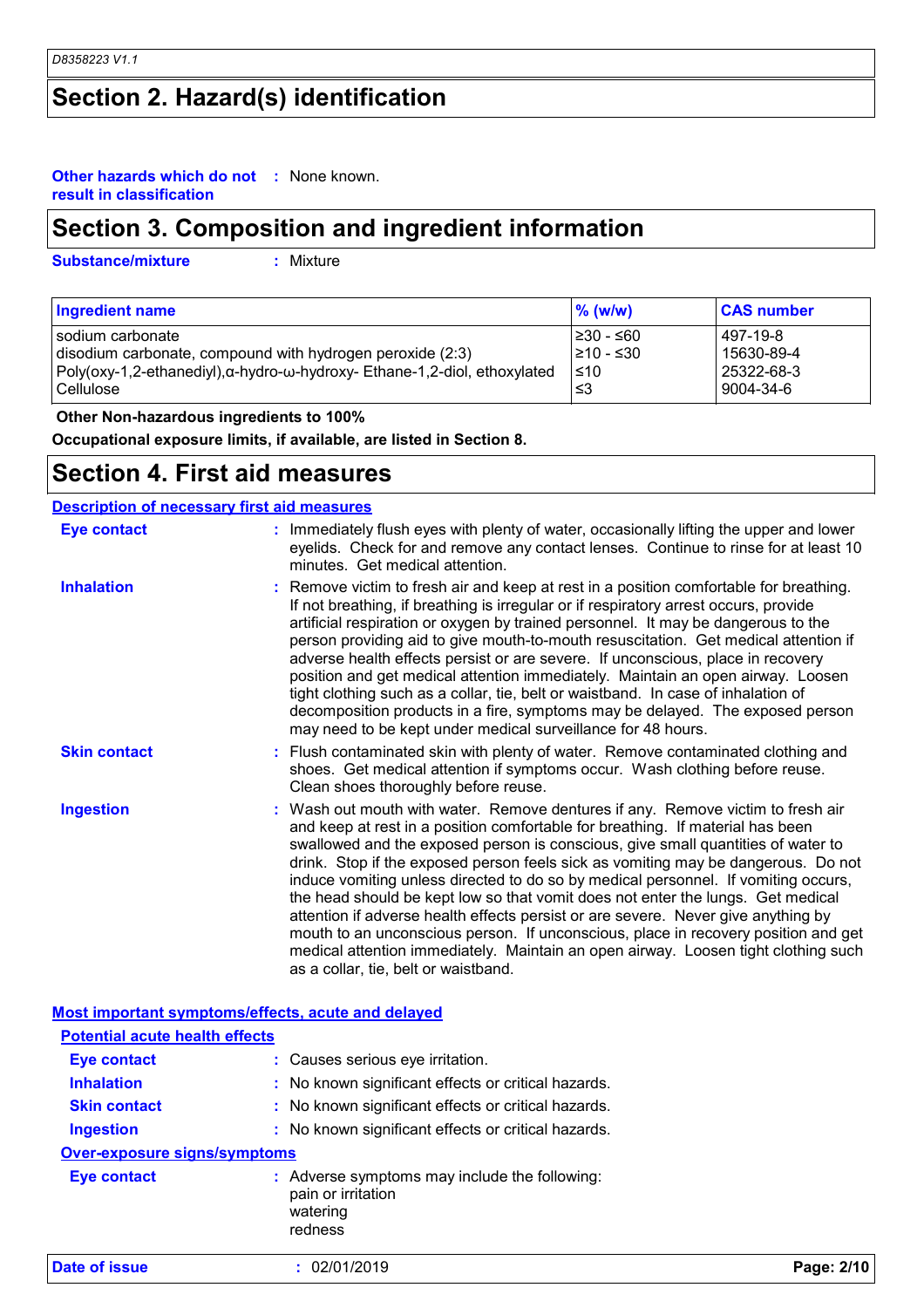## Section 2. Hazard(s) identification

**Other hazards which do not result in classification** : None known.

## Section 3. Composition and ingredient information

**Substance/mixture** : Mixture

| Ingredient name | % (w/w) | CAS number |
|---|---|---|
| sodium carbonate | ≥30 - ≤60 | 497-19-8 |
| disodium carbonate, compound with hydrogen peroxide (2:3) | ≥10 - ≤30 | 15630-89-4 |
| Poly(oxy-1,2-ethanediyl),α-hydro-ω-hydroxy- Ethane-1,2-diol, ethoxylated | ≤10 | 25322-68-3 |
| Cellulose | ≤3 | 9004-34-6 |

**Other Non-hazardous ingredients to 100%**

**Occupational exposure limits, if available, are listed in Section 8.**

## Section 4. First aid measures

### Description of necessary first aid measures

**Eye contact** : Immediately flush eyes with plenty of water, occasionally lifting the upper and lower eyelids. Check for and remove any contact lenses. Continue to rinse for at least 10 minutes. Get medical attention.

**Inhalation** : Remove victim to fresh air and keep at rest in a position comfortable for breathing. If not breathing, if breathing is irregular or if respiratory arrest occurs, provide artificial respiration or oxygen by trained personnel. It may be dangerous to the person providing aid to give mouth-to-mouth resuscitation. Get medical attention if adverse health effects persist or are severe. If unconscious, place in recovery position and get medical attention immediately. Maintain an open airway. Loosen tight clothing such as a collar, tie, belt or waistband. In case of inhalation of decomposition products in a fire, symptoms may be delayed. The exposed person may need to be kept under medical surveillance for 48 hours.

**Skin contact** : Flush contaminated skin with plenty of water. Remove contaminated clothing and shoes. Get medical attention if symptoms occur. Wash clothing before reuse. Clean shoes thoroughly before reuse.

**Ingestion** : Wash out mouth with water. Remove dentures if any. Remove victim to fresh air and keep at rest in a position comfortable for breathing. If material has been swallowed and the exposed person is conscious, give small quantities of water to drink. Stop if the exposed person feels sick as vomiting may be dangerous. Do not induce vomiting unless directed to do so by medical personnel. If vomiting occurs, the head should be kept low so that vomit does not enter the lungs. Get medical attention if adverse health effects persist or are severe. Never give anything by mouth to an unconscious person. If unconscious, place in recovery position and get medical attention immediately. Maintain an open airway. Loosen tight clothing such as a collar, tie, belt or waistband.

### Most important symptoms/effects, acute and delayed

#### Potential acute health effects

**Eye contact** : Causes serious eye irritation.

**Inhalation** : No known significant effects or critical hazards.

**Skin contact** : No known significant effects or critical hazards.

**Ingestion** : No known significant effects or critical hazards.

#### Over-exposure signs/symptoms

**Eye contact** : Adverse symptoms may include the following:
pain or irritation
watering
redness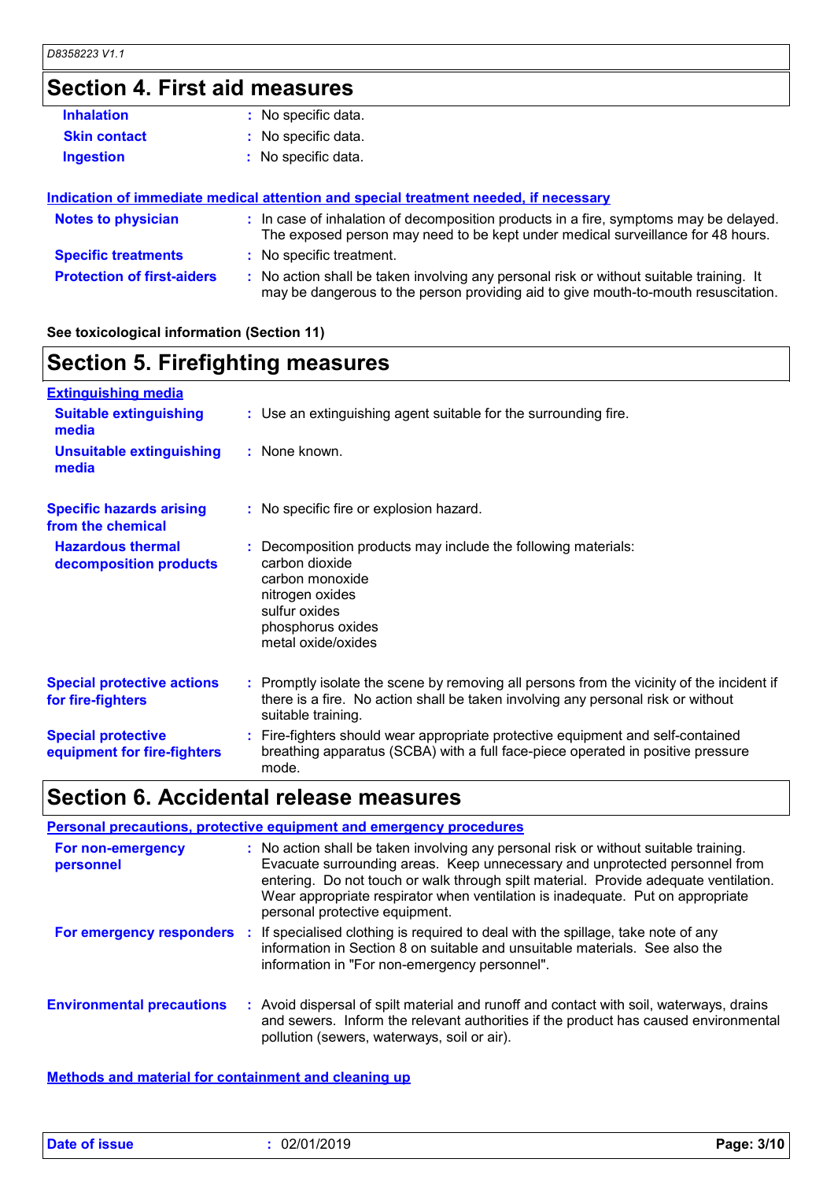## Section 4. First aid measures

**Inhalation** : No specific data.

**Skin contact** : No specific data.

**Ingestion** : No specific data.

### Indication of immediate medical attention and special treatment needed, if necessary

**Notes to physician** : In case of inhalation of decomposition products in a fire, symptoms may be delayed. The exposed person may need to be kept under medical surveillance for 48 hours.

**Specific treatments** : No specific treatment.

**Protection of first-aiders** : No action shall be taken involving any personal risk or without suitable training. It may be dangerous to the person providing aid to give mouth-to-mouth resuscitation.

**See toxicological information (Section 11)**

## Section 5. Firefighting measures

### Extinguishing media

**Suitable extinguishing media** : Use an extinguishing agent suitable for the surrounding fire.

**Unsuitable extinguishing media** : None known.

**Specific hazards arising from the chemical** : No specific fire or explosion hazard.

**Hazardous thermal decomposition products** : Decomposition products may include the following materials:
carbon dioxide
carbon monoxide
nitrogen oxides
sulfur oxides
phosphorus oxides
metal oxide/oxides

**Special protective actions for fire-fighters** : Promptly isolate the scene by removing all persons from the vicinity of the incident if there is a fire. No action shall be taken involving any personal risk or without suitable training.

**Special protective equipment for fire-fighters** : Fire-fighters should wear appropriate protective equipment and self-contained breathing apparatus (SCBA) with a full face-piece operated in positive pressure mode.

## Section 6. Accidental release measures

### Personal precautions, protective equipment and emergency procedures

**For non-emergency personnel** : No action shall be taken involving any personal risk or without suitable training. Evacuate surrounding areas. Keep unnecessary and unprotected personnel from entering. Do not touch or walk through spilt material. Provide adequate ventilation. Wear appropriate respirator when ventilation is inadequate. Put on appropriate personal protective equipment.

**For emergency responders** : If specialised clothing is required to deal with the spillage, take note of any information in Section 8 on suitable and unsuitable materials. See also the information in "For non-emergency personnel".

**Environmental precautions** : Avoid dispersal of spilt material and runoff and contact with soil, waterways, drains and sewers. Inform the relevant authorities if the product has caused environmental pollution (sewers, waterways, soil or air).

### Methods and material for containment and cleaning up

**Date of issue** : 02/01/2019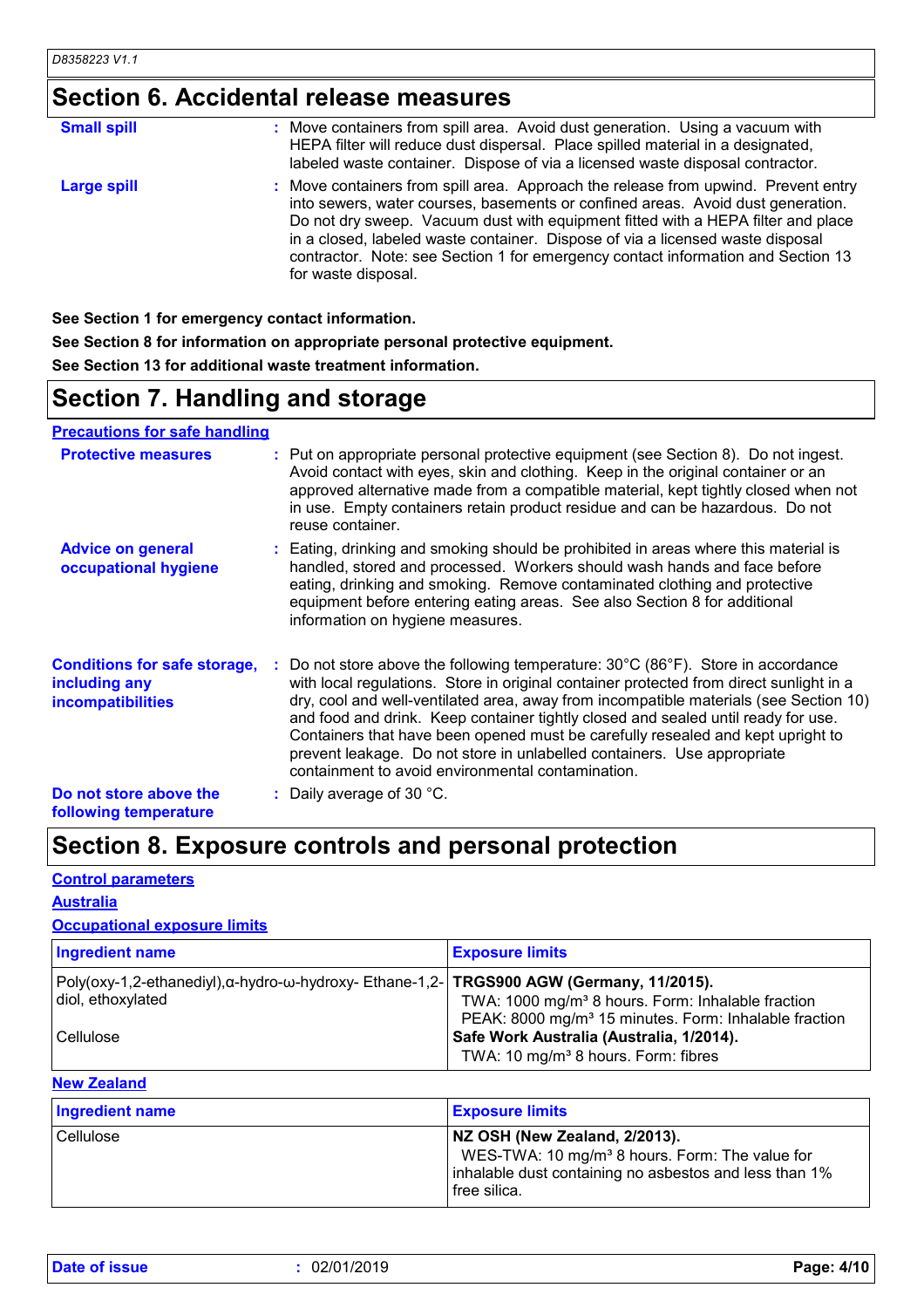## Section 6. Accidental release measures

**Small spill** : Move containers from spill area. Avoid dust generation. Using a vacuum with HEPA filter will reduce dust dispersal. Place spilled material in a designated, labeled waste container. Dispose of via a licensed waste disposal contractor.

**Large spill** : Move containers from spill area. Approach the release from upwind. Prevent entry into sewers, water courses, basements or confined areas. Avoid dust generation. Do not dry sweep. Vacuum dust with equipment fitted with a HEPA filter and place in a closed, labeled waste container. Dispose of via a licensed waste disposal contractor. Note: see Section 1 for emergency contact information and Section 13 for waste disposal.

**See Section 1 for emergency contact information.**

**See Section 8 for information on appropriate personal protective equipment.**

**See Section 13 for additional waste treatment information.**

## Section 7. Handling and storage

**Precautions for safe handling**

**Protective measures** : Put on appropriate personal protective equipment (see Section 8). Do not ingest. Avoid contact with eyes, skin and clothing. Keep in the original container or an approved alternative made from a compatible material, kept tightly closed when not in use. Empty containers retain product residue and can be hazardous. Do not reuse container.

**Advice on general occupational hygiene** : Eating, drinking and smoking should be prohibited in areas where this material is handled, stored and processed. Workers should wash hands and face before eating, drinking and smoking. Remove contaminated clothing and protective equipment before entering eating areas. See also Section 8 for additional information on hygiene measures.

**Conditions for safe storage, including any incompatibilities** : Do not store above the following temperature: 30°C (86°F). Store in accordance with local regulations. Store in original container protected from direct sunlight in a dry, cool and well-ventilated area, away from incompatible materials (see Section 10) and food and drink. Keep container tightly closed and sealed until ready for use. Containers that have been opened must be carefully resealed and kept upright to prevent leakage. Do not store in unlabelled containers. Use appropriate containment to avoid environmental contamination.

**Do not store above the following temperature** : Daily average of 30 °C.

## Section 8. Exposure controls and personal protection

**Control parameters**

**Australia**

**Occupational exposure limits**

| Ingredient name | Exposure limits |
|---|---|
| Poly(oxy-1,2-ethanediyl),α-hydro-ω-hydroxy- Ethane-1,2-diol, ethoxylated | **TRGS900 AGW (Germany, 11/2015).**<br>TWA: 1000 mg/m³ 8 hours. Form: Inhalable fraction<br>PEAK: 8000 mg/m³ 15 minutes. Form: Inhalable fraction |
| Cellulose | **Safe Work Australia (Australia, 1/2014).**<br>TWA: 10 mg/m³ 8 hours. Form: fibres |

**New Zealand**

| Ingredient name | Exposure limits |
|---|---|
| Cellulose | **NZ OSH (New Zealand, 2/2013).**<br>WES-TWA: 10 mg/m³ 8 hours. Form: The value for inhalable dust containing no asbestos and less than 1% free silica. |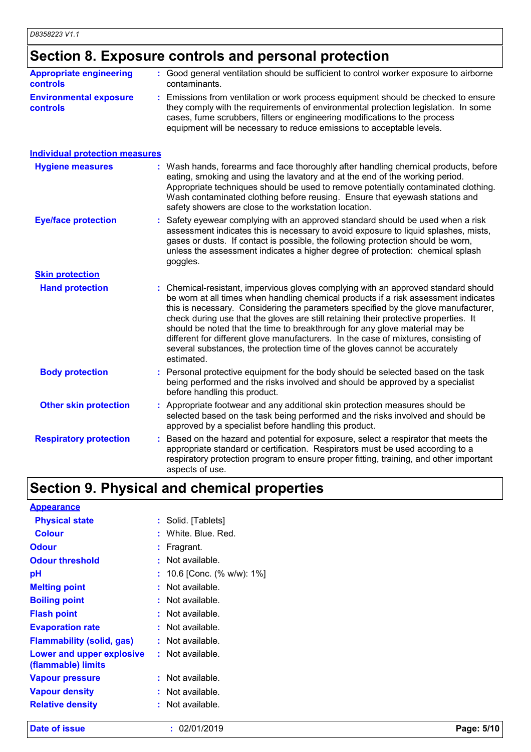## Section 8. Exposure controls and personal protection

**Appropriate engineering controls** : Good general ventilation should be sufficient to control worker exposure to airborne contaminants.

**Environmental exposure controls** : Emissions from ventilation or work process equipment should be checked to ensure they comply with the requirements of environmental protection legislation. In some cases, fume scrubbers, filters or engineering modifications to the process equipment will be necessary to reduce emissions to acceptable levels.

### Individual protection measures

**Hygiene measures** : Wash hands, forearms and face thoroughly after handling chemical products, before eating, smoking and using the lavatory and at the end of the working period. Appropriate techniques should be used to remove potentially contaminated clothing. Wash contaminated clothing before reusing. Ensure that eyewash stations and safety showers are close to the workstation location.

**Eye/face protection** : Safety eyewear complying with an approved standard should be used when a risk assessment indicates this is necessary to avoid exposure to liquid splashes, mists, gases or dusts. If contact is possible, the following protection should be worn, unless the assessment indicates a higher degree of protection: chemical splash goggles.

#### Skin protection

**Hand protection** : Chemical-resistant, impervious gloves complying with an approved standard should be worn at all times when handling chemical products if a risk assessment indicates this is necessary. Considering the parameters specified by the glove manufacturer, check during use that the gloves are still retaining their protective properties. It should be noted that the time to breakthrough for any glove material may be different for different glove manufacturers. In the case of mixtures, consisting of several substances, the protection time of the gloves cannot be accurately estimated.

**Body protection** : Personal protective equipment for the body should be selected based on the task being performed and the risks involved and should be approved by a specialist before handling this product.

**Other skin protection** : Appropriate footwear and any additional skin protection measures should be selected based on the task being performed and the risks involved and should be approved by a specialist before handling this product.

**Respiratory protection** : Based on the hazard and potential for exposure, select a respirator that meets the appropriate standard or certification. Respirators must be used according to a respiratory protection program to ensure proper fitting, training, and other important aspects of use.

## Section 9. Physical and chemical properties

### Appearance

**Physical state** : Solid. [Tablets]

**Colour** : White. Blue. Red.

**Odour** : Fragrant.

**Odour threshold** : Not available.

**pH** : 10.6 [Conc. (% w/w): 1%]

**Melting point** : Not available.

**Boiling point** : Not available.

**Flash point** : Not available.

**Evaporation rate** : Not available.

**Flammability (solid, gas)** : Not available.

**Lower and upper explosive (flammable) limits** : Not available.

**Vapour pressure** : Not available.

**Vapour density** : Not available.

**Relative density** : Not available.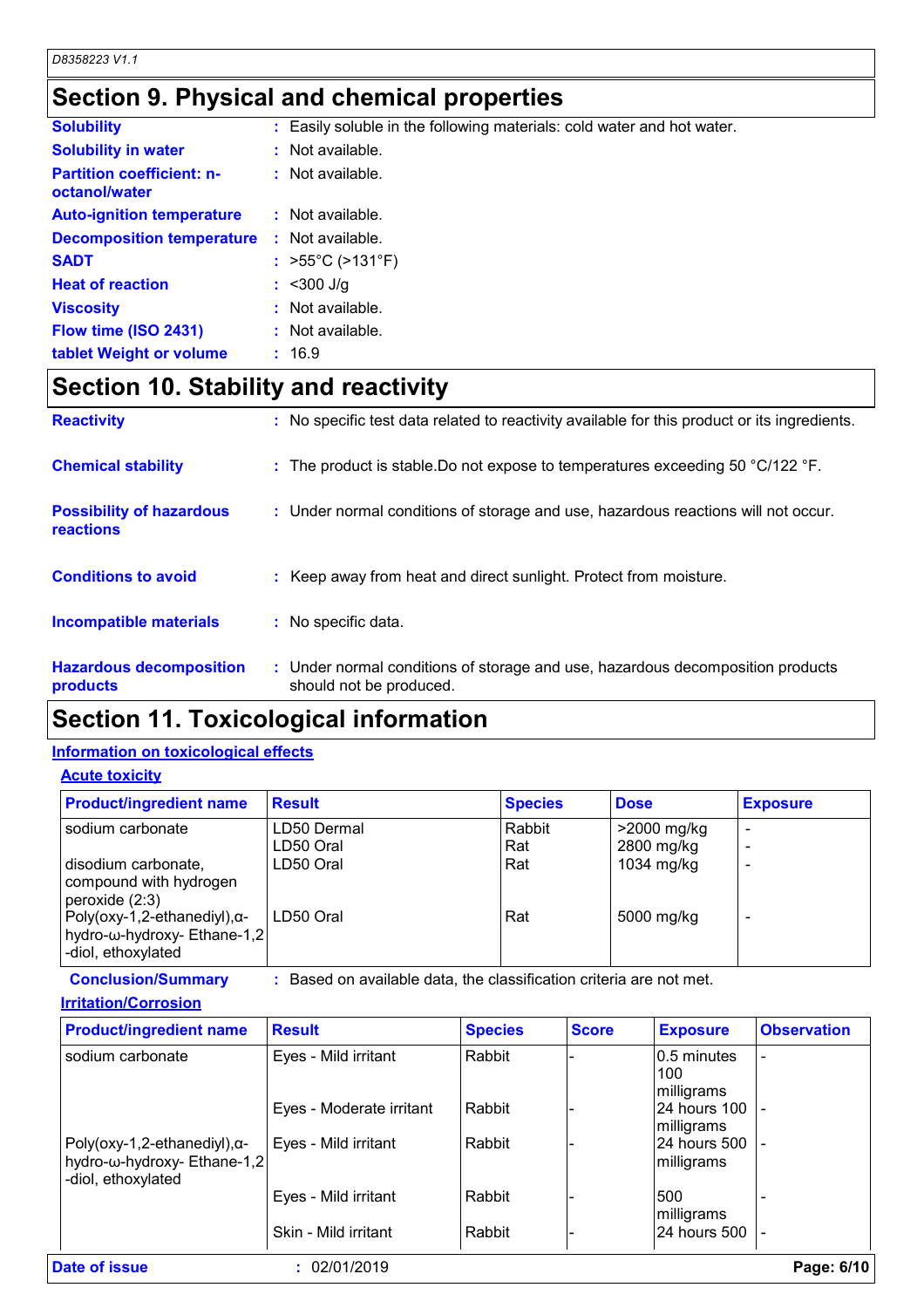## Section 9. Physical and chemical properties

| | | |
|---|---|---|
| **Solubility** | : | Easily soluble in the following materials: cold water and hot water. |
| **Solubility in water** | : | Not available. |
| **Partition coefficient: n-octanol/water** | : | Not available. |
| **Auto-ignition temperature** | : | Not available. |
| **Decomposition temperature** | : | Not available. |
| **SADT** | : | >55°C (>131°F) |
| **Heat of reaction** | : | <300 J/g |
| **Viscosity** | : | Not available. |
| **Flow time (ISO 2431)** | : | Not available. |
| **tablet Weight or volume** | : | 16.9 |

## Section 10. Stability and reactivity

| | | |
|---|---|---|
| **Reactivity** | : | No specific test data related to reactivity available for this product or its ingredients. |
| **Chemical stability** | : | The product is stable.Do not expose to temperatures exceeding 50 °C/122 °F. |
| **Possibility of hazardous reactions** | : | Under normal conditions of storage and use, hazardous reactions will not occur. |
| **Conditions to avoid** | : | Keep away from heat and direct sunlight. Protect from moisture. |
| **Incompatible materials** | : | No specific data. |
| **Hazardous decomposition products** | : | Under normal conditions of storage and use, hazardous decomposition products should not be produced. |

## Section 11. Toxicological information

### Information on toxicological effects

#### Acute toxicity

| Product/ingredient name | Result | Species | Dose | Exposure |
|---|---|---|---|---|
| sodium carbonate | LD50 Dermal | Rabbit | >2000 mg/kg | - |
| | LD50 Oral | Rat | 2800 mg/kg | - |
| disodium carbonate, compound with hydrogen peroxide (2:3) | LD50 Oral | Rat | 1034 mg/kg | - |
| Poly(oxy-1,2-ethanediyl),α-hydro-ω-hydroxy- Ethane-1,2-diol, ethoxylated | LD50 Oral | Rat | 5000 mg/kg | - |

**Conclusion/Summary** : Based on available data, the classification criteria are not met.

#### Irritation/Corrosion

| Product/ingredient name | Result | Species | Score | Exposure | Observation |
|---|---|---|---|---|---|
| sodium carbonate | Eyes - Mild irritant | Rabbit | - | 0.5 minutes 100 milligrams | - |
| | Eyes - Moderate irritant | Rabbit | - | 24 hours 100 milligrams | - |
| Poly(oxy-1,2-ethanediyl),α-hydro-ω-hydroxy- Ethane-1,2-diol, ethoxylated | Eyes - Mild irritant | Rabbit | - | 24 hours 500 milligrams | - |
| | Eyes - Mild irritant | Rabbit | - | 500 milligrams | - |
| | Skin - Mild irritant | Rabbit | - | 24 hours 500 | - |

**Date of issue** : 02/01/2019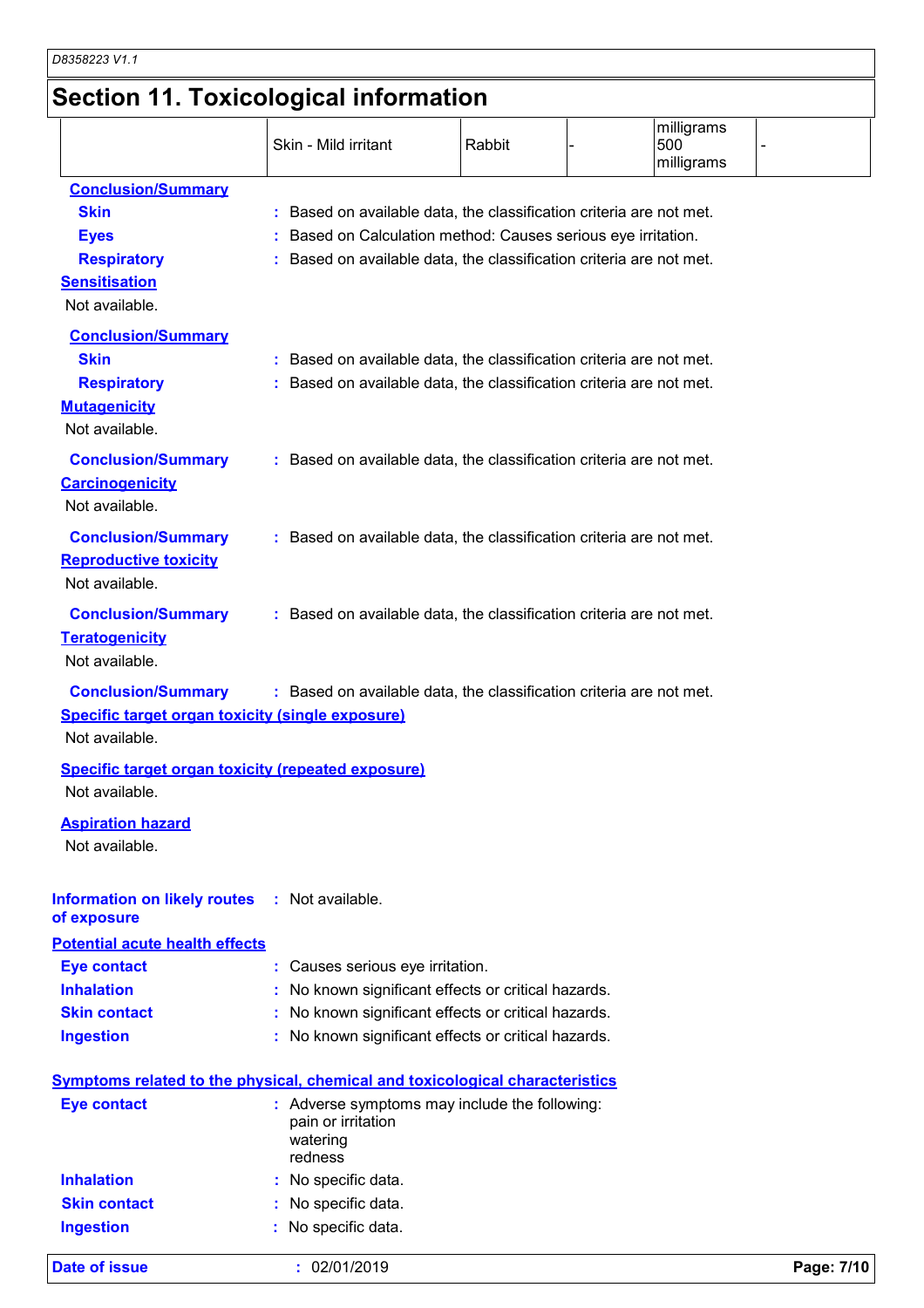## Section 11. Toxicological information

| | Skin - Mild irritant | Rabbit | - | milligrams 500 milligrams | - |
|---|---|---|---|---|---|

**Conclusion/Summary**

**Skin** : Based on available data, the classification criteria are not met.

**Eyes** : Based on Calculation method: Causes serious eye irritation.

**Respiratory** : Based on available data, the classification criteria are not met.

**Sensitisation**

Not available.

**Conclusion/Summary**

**Skin** : Based on available data, the classification criteria are not met.

**Respiratory** : Based on available data, the classification criteria are not met.

**Mutagenicity**

Not available.

**Conclusion/Summary** : Based on available data, the classification criteria are not met.

**Carcinogenicity**

Not available.

**Conclusion/Summary** : Based on available data, the classification criteria are not met.

**Reproductive toxicity**

Not available.

**Conclusion/Summary** : Based on available data, the classification criteria are not met.

**Teratogenicity**

Not available.

**Conclusion/Summary** : Based on available data, the classification criteria are not met.

**Specific target organ toxicity (single exposure)**

Not available.

**Specific target organ toxicity (repeated exposure)**

Not available.

**Aspiration hazard**

Not available.

**Information on likely routes of exposure** : Not available.

**Potential acute health effects**

**Eye contact** : Causes serious eye irritation.

**Inhalation** : No known significant effects or critical hazards.

**Skin contact** : No known significant effects or critical hazards.

**Ingestion** : No known significant effects or critical hazards.

**Symptoms related to the physical, chemical and toxicological characteristics**

**Eye contact** : Adverse symptoms may include the following:
pain or irritation
watering
redness

**Inhalation** : No specific data.

**Skin contact** : No specific data.

**Ingestion** : No specific data.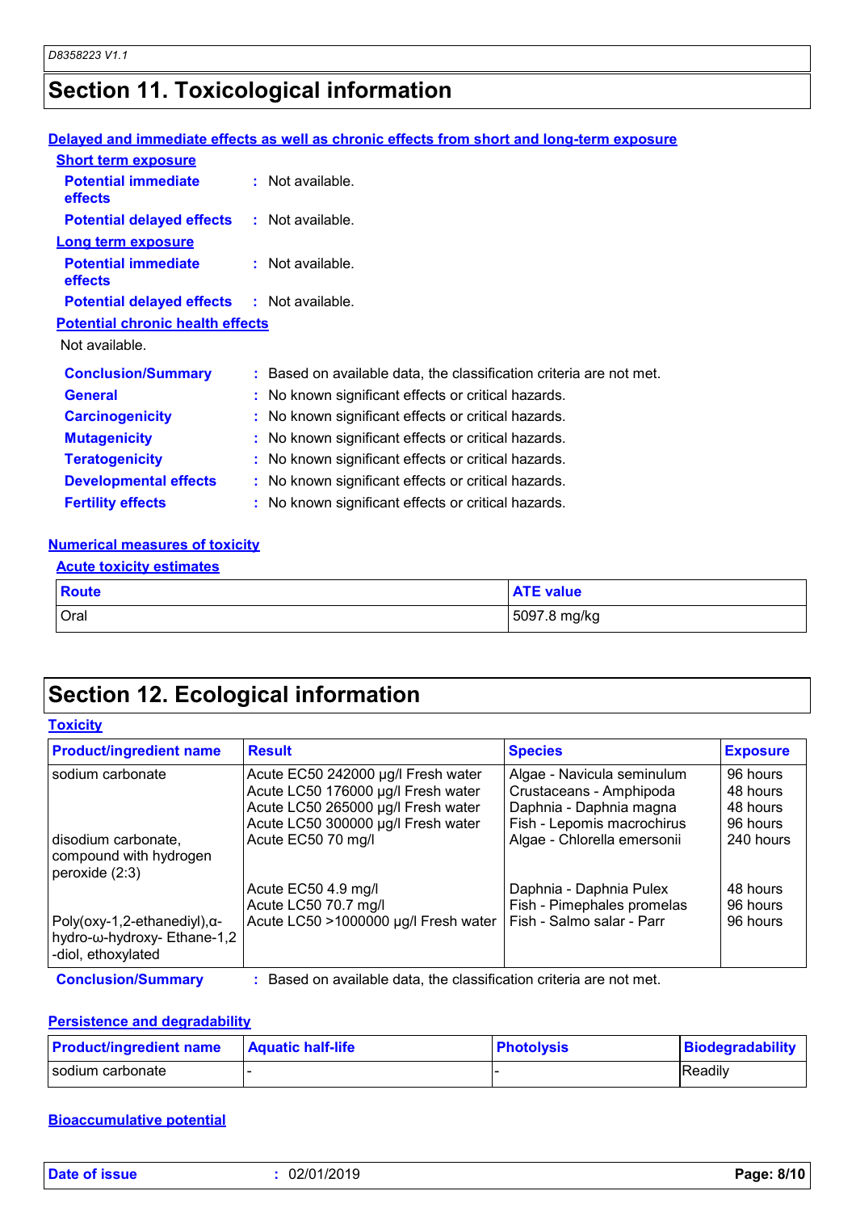## Section 11. Toxicological information

**Delayed and immediate effects as well as chronic effects from short and long-term exposure**

**Short term exposure**

**Potential immediate effects** : Not available.

**Potential delayed effects** : Not available.

**Long term exposure**

**Potential immediate effects** : Not available.

**Potential delayed effects** : Not available.

**Potential chronic health effects**

Not available.

**Conclusion/Summary** : Based on available data, the classification criteria are not met.

**General** : No known significant effects or critical hazards.

**Carcinogenicity** : No known significant effects or critical hazards.

**Mutagenicity** : No known significant effects or critical hazards.

**Teratogenicity** : No known significant effects or critical hazards.

**Developmental effects** : No known significant effects or critical hazards.

**Fertility effects** : No known significant effects or critical hazards.

**Numerical measures of toxicity**

**Acute toxicity estimates**

| Route | ATE value |
|---|---|
| Oral | 5097.8 mg/kg |

## Section 12. Ecological information

**Toxicity**

| Product/ingredient name | Result | Species | Exposure |
|---|---|---|---|
| sodium carbonate | Acute EC50 242000 µg/l Fresh water | Algae - Navicula seminulum | 96 hours |
| | Acute LC50 176000 µg/l Fresh water | Crustaceans - Amphipoda | 48 hours |
| | Acute LC50 265000 µg/l Fresh water | Daphnia - Daphnia magna | 48 hours |
| | Acute LC50 300000 µg/l Fresh water | Fish - Lepomis macrochirus | 96 hours |
| disodium carbonate, compound with hydrogen peroxide (2:3) | Acute EC50 70 mg/l | Algae - Chlorella emersonii | 240 hours |
| | Acute EC50 4.9 mg/l | Daphnia - Daphnia Pulex | 48 hours |
| | Acute LC50 70.7 mg/l | Fish - Pimephales promelas | 96 hours |
| Poly(oxy-1,2-ethanediyl),α-hydro-ω-hydroxy- Ethane-1,2 -diol, ethoxylated | Acute LC50 >1000000 µg/l Fresh water | Fish - Salmo salar - Parr | 96 hours |

**Conclusion/Summary** : Based on available data, the classification criteria are not met.

**Persistence and degradability**

| Product/ingredient name | Aquatic half-life | Photolysis | Biodegradability |
|---|---|---|---|
| sodium carbonate | - | - | Readily |

**Bioaccumulative potential**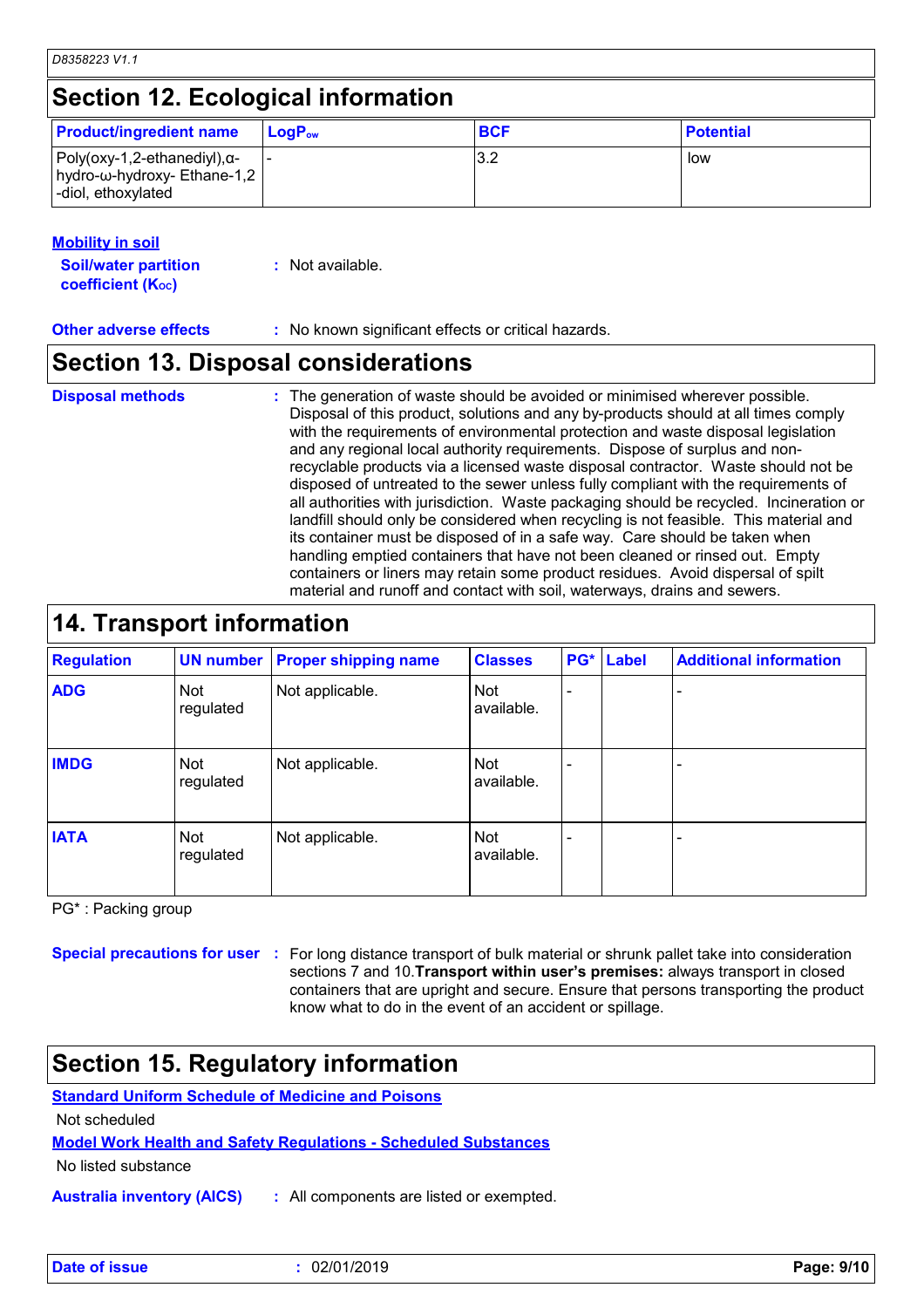## Section 12. Ecological information

| Product/ingredient name | $LogP_{ow}$ | BCF | Potential |
|---|---|---|---|
| Poly(oxy-1,2-ethanediyl),α-hydro-ω-hydroxy- Ethane-1,2-diol, ethoxylated | - | 3.2 | low |

**Mobility in soil**

**Soil/water partition coefficient ($K_{OC}$)** : Not available.

**Other adverse effects** : No known significant effects or critical hazards.

## Section 13. Disposal considerations

**Disposal methods** : The generation of waste should be avoided or minimised wherever possible. Disposal of this product, solutions and any by-products should at all times comply with the requirements of environmental protection and waste disposal legislation and any regional local authority requirements. Dispose of surplus and non-recyclable products via a licensed waste disposal contractor. Waste should not be disposed of untreated to the sewer unless fully compliant with the requirements of all authorities with jurisdiction. Waste packaging should be recycled. Incineration or landfill should only be considered when recycling is not feasible. This material and its container must be disposed of in a safe way. Care should be taken when handling emptied containers that have not been cleaned or rinsed out. Empty containers or liners may retain some product residues. Avoid dispersal of spilt material and runoff and contact with soil, waterways, drains and sewers.

## 14. Transport information

| Regulation | UN number | Proper shipping name | Classes | PG* | Label | Additional information |
|---|---|---|---|---|---|---|
| ADG | Not regulated | Not applicable. | Not available. | - | | - |
| IMDG | Not regulated | Not applicable. | Not available. | - | | - |
| IATA | Not regulated | Not applicable. | Not available. | - | | - |

PG* : Packing group

**Special precautions for user** : For long distance transport of bulk material or shrunk pallet take into consideration sections 7 and 10.**Transport within user's premises:** always transport in closed containers that are upright and secure. Ensure that persons transporting the product know what to do in the event of an accident or spillage.

## Section 15. Regulatory information

**Standard Uniform Schedule of Medicine and Poisons**

Not scheduled

**Model Work Health and Safety Regulations - Scheduled Substances**

No listed substance

**Australia inventory (AICS)** : All components are listed or exempted.

**Date of issue** : 02/01/2019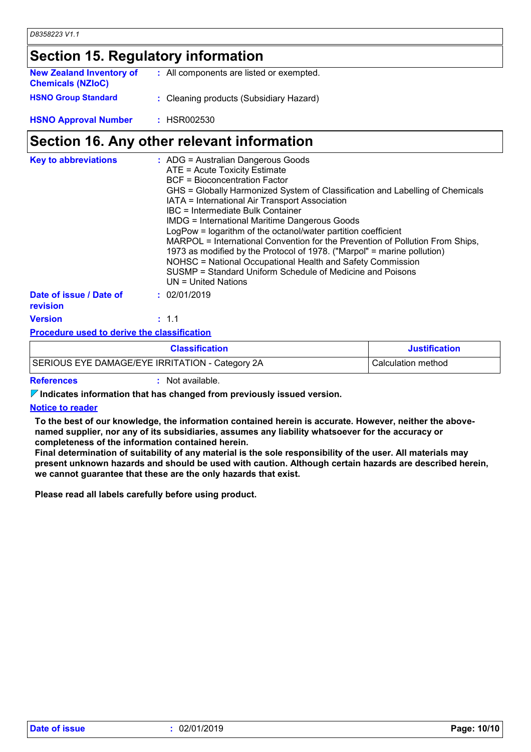## Section 15. Regulatory information

**New Zealand Inventory of Chemicals (NZIoC)** : All components are listed or exempted.

**HSNO Group Standard** : Cleaning products (Subsidiary Hazard)

**HSNO Approval Number** : HSR002530

## Section 16. Any other relevant information

**Key to abbreviations** :
ADG = Australian Dangerous Goods
ATE = Acute Toxicity Estimate
BCF = Bioconcentration Factor
GHS = Globally Harmonized System of Classification and Labelling of Chemicals
IATA = International Air Transport Association
IBC = Intermediate Bulk Container
IMDG = International Maritime Dangerous Goods
LogPow = logarithm of the octanol/water partition coefficient
MARPOL = International Convention for the Prevention of Pollution From Ships, 1973 as modified by the Protocol of 1978. ("Marpol" = marine pollution)
NOHSC = National Occupational Health and Safety Commission
SUSMP = Standard Uniform Schedule of Medicine and Poisons
UN = United Nations

**Date of issue / Date of revision** : 02/01/2019

**Version** : 1.1

**Procedure used to derive the classification**

| Classification | Justification |
|---|---|
| SERIOUS EYE DAMAGE/EYE IRRITATION - Category 2A | Calculation method |

**References** : Not available.

**Indicates information that has changed from previously issued version.**

**Notice to reader**

**To the best of our knowledge, the information contained herein is accurate. However, neither the above-named supplier, nor any of its subsidiaries, assumes any liability whatsoever for the accuracy or completeness of the information contained herein.**
**Final determination of suitability of any material is the sole responsibility of the user. All materials may present unknown hazards and should be used with caution. Although certain hazards are described herein, we cannot guarantee that these are the only hazards that exist.**

**Please read all labels carefully before using product.**